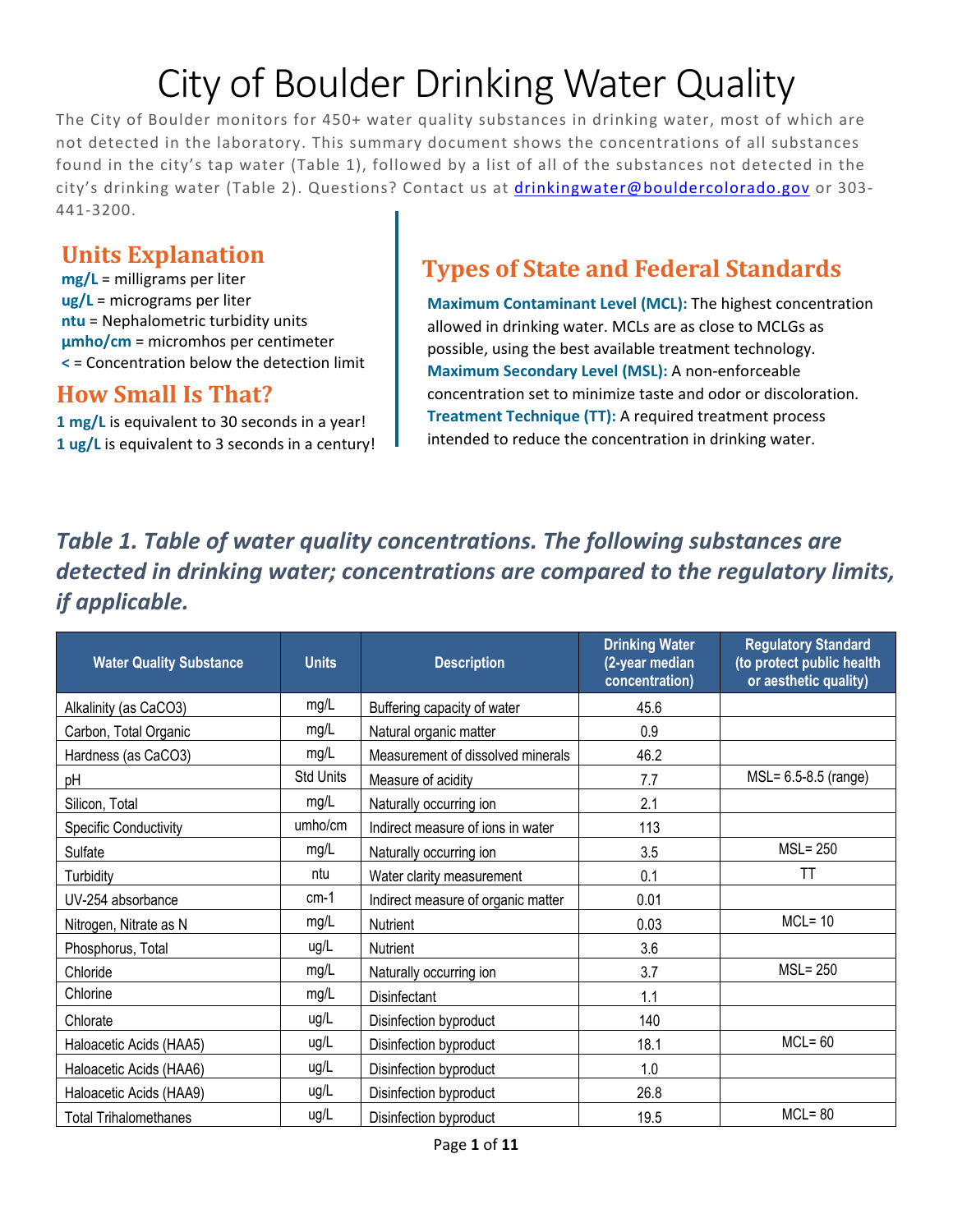# City of Boulder Drinking Water Quality

The City of Boulder monitors for 450+ water quality substances in drinking water, most of which are not detected in the laboratory. This summary document shows the concentrations of all substances found in the city's tap water (Table 1), followed by a list of all of the substances not detected in the city's drinking water (Table 2). Questions? Contact us at drinkingwater@bouldercolorado.gov or 303-441-3200.

## Units Explanation

**mg/L** = milligrams per liter
**ug/L** = micrograms per liter
**ntu** = Nephalometric turbidity units
**µmho/cm** = micromhos per centimeter
**<** = Concentration below the detection limit

## How Small Is That?

**1 mg/L** is equivalent to 30 seconds in a year!
**1 ug/L** is equivalent to 3 seconds in a century!

## Types of State and Federal Standards

**Maximum Contaminant Level (MCL):** The highest concentration allowed in drinking water. MCLs are as close to MCLGs as possible, using the best available treatment technology.
**Maximum Secondary Level (MSL):** A non-enforceable concentration set to minimize taste and odor or discoloration.
**Treatment Technique (TT):** A required treatment process intended to reduce the concentration in drinking water.

### *Table 1. Table of water quality concentrations. The following substances are detected in drinking water; concentrations are compared to the regulatory limits, if applicable.*

| Water Quality Substance | Units | Description | Drinking Water (2-year median concentration) | Regulatory Standard (to protect public health or aesthetic quality) |
|---|---|---|---|---|
| Alkalinity (as CaCO3) | mg/L | Buffering capacity of water | 45.6 | |
| Carbon, Total Organic | mg/L | Natural organic matter | 0.9 | |
| Hardness (as CaCO3) | mg/L | Measurement of dissolved minerals | 46.2 | |
| pH | Std Units | Measure of acidity | 7.7 | MSL= 6.5-8.5 (range) |
| Silicon, Total | mg/L | Naturally occurring ion | 2.1 | |
| Specific Conductivity | umho/cm | Indirect measure of ions in water | 113 | |
| Sulfate | mg/L | Naturally occurring ion | 3.5 | MSL= 250 |
| Turbidity | ntu | Water clarity measurement | 0.1 | TT |
| UV-254 absorbance | cm-1 | Indirect measure of organic matter | 0.01 | |
| Nitrogen, Nitrate as N | mg/L | Nutrient | 0.03 | MCL= 10 |
| Phosphorus, Total | ug/L | Nutrient | 3.6 | |
| Chloride | mg/L | Naturally occurring ion | 3.7 | MSL= 250 |
| Chlorine | mg/L | Disinfectant | 1.1 | |
| Chlorate | ug/L | Disinfection byproduct | 140 | |
| Haloacetic Acids (HAA5) | ug/L | Disinfection byproduct | 18.1 | MCL= 60 |
| Haloacetic Acids (HAA6) | ug/L | Disinfection byproduct | 1.0 | |
| Haloacetic Acids (HAA9) | ug/L | Disinfection byproduct | 26.8 | |
| Total Trihalomethanes | ug/L | Disinfection byproduct | 19.5 | MCL= 80 |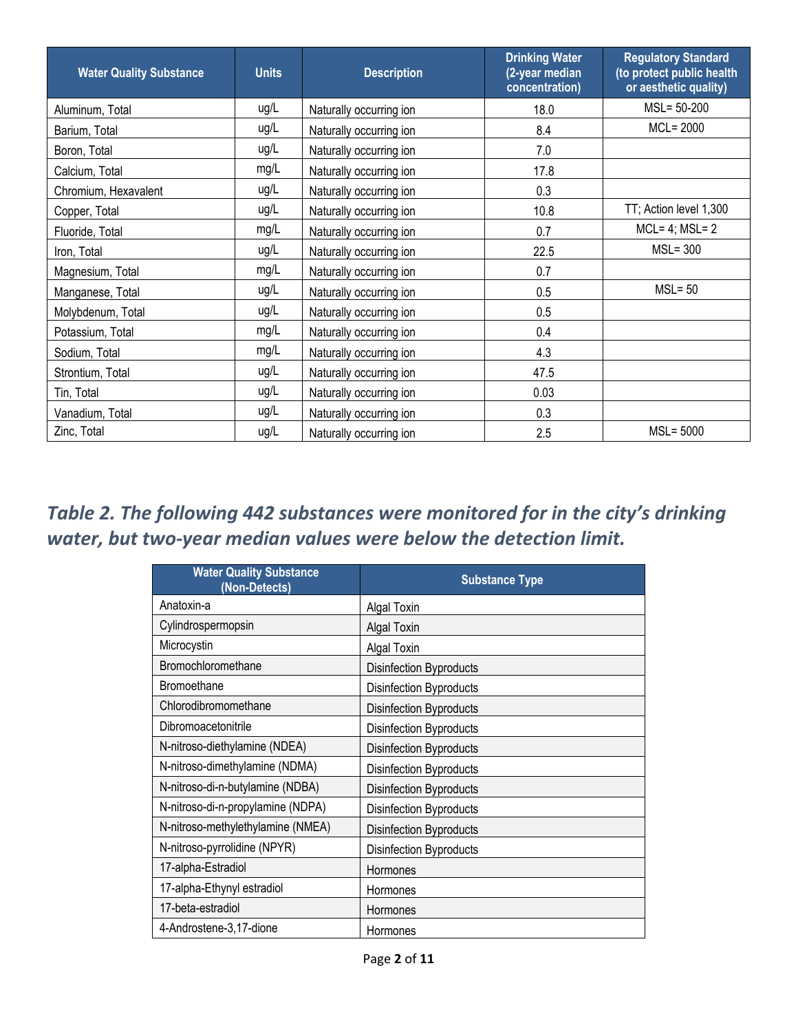| Water Quality Substance | Units | Description | Drinking Water (2-year median concentration) | Regulatory Standard (to protect public health or aesthetic quality) |
|---|---|---|---|---|
| Aluminum, Total | ug/L | Naturally occurring ion | 18.0 | MSL= 50-200 |
| Barium, Total | ug/L | Naturally occurring ion | 8.4 | MCL= 2000 |
| Boron, Total | ug/L | Naturally occurring ion | 7.0 | |
| Calcium, Total | mg/L | Naturally occurring ion | 17.8 | |
| Chromium, Hexavalent | ug/L | Naturally occurring ion | 0.3 | |
| Copper, Total | ug/L | Naturally occurring ion | 10.8 | TT; Action level 1,300 |
| Fluoride, Total | mg/L | Naturally occurring ion | 0.7 | MCL= 4; MSL= 2 |
| Iron, Total | ug/L | Naturally occurring ion | 22.5 | MSL= 300 |
| Magnesium, Total | mg/L | Naturally occurring ion | 0.7 | |
| Manganese, Total | ug/L | Naturally occurring ion | 0.5 | MSL= 50 |
| Molybdenum, Total | ug/L | Naturally occurring ion | 0.5 | |
| Potassium, Total | mg/L | Naturally occurring ion | 0.4 | |
| Sodium, Total | mg/L | Naturally occurring ion | 4.3 | |
| Strontium, Total | ug/L | Naturally occurring ion | 47.5 | |
| Tin, Total | ug/L | Naturally occurring ion | 0.03 | |
| Vanadium, Total | ug/L | Naturally occurring ion | 0.3 | |
| Zinc, Total | ug/L | Naturally occurring ion | 2.5 | MSL= 5000 |

## *Table 2. The following 442 substances were monitored for in the city's drinking water, but two-year median values were below the detection limit.*

| Water Quality Substance (Non-Detects) | Substance Type |
|---|---|
| Anatoxin-a | Algal Toxin |
| Cylindrospermopsin | Algal Toxin |
| Microcystin | Algal Toxin |
| Bromochloromethane | Disinfection Byproducts |
| Bromoethane | Disinfection Byproducts |
| Chlorodibromomethane | Disinfection Byproducts |
| Dibromoacetonitrile | Disinfection Byproducts |
| N-nitroso-diethylamine (NDEA) | Disinfection Byproducts |
| N-nitroso-dimethylamine (NDMA) | Disinfection Byproducts |
| N-nitroso-di-n-butylamine (NDBA) | Disinfection Byproducts |
| N-nitroso-di-n-propylamine (NDPA) | Disinfection Byproducts |
| N-nitroso-methylethylamine (NMEA) | Disinfection Byproducts |
| N-nitroso-pyrrolidine (NPYR) | Disinfection Byproducts |
| 17-alpha-Estradiol | Hormones |
| 17-alpha-Ethynyl estradiol | Hormones |
| 17-beta-estradiol | Hormones |
| 4-Androstene-3,17-dione | Hormones |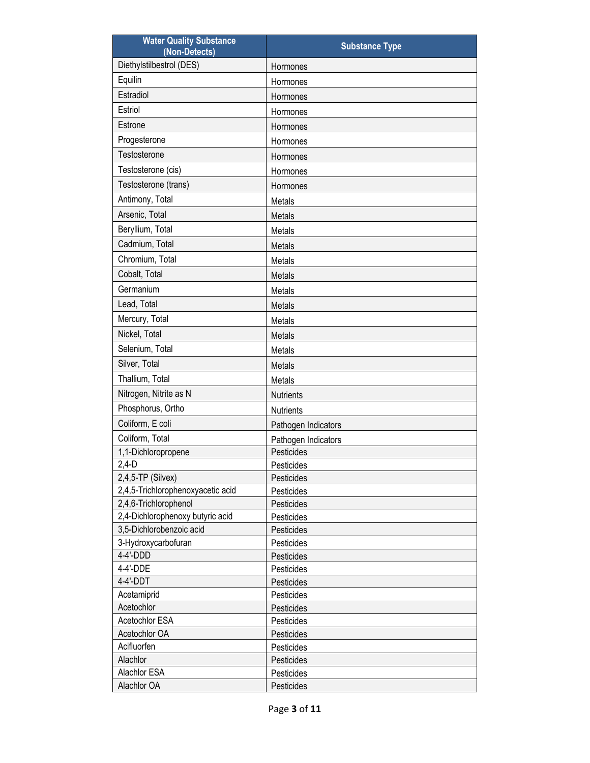| Water Quality Substance (Non-Detects) | Substance Type |
| --- | --- |
| Diethylstilbestrol (DES) | Hormones |
| Equilin | Hormones |
| Estradiol | Hormones |
| Estriol | Hormones |
| Estrone | Hormones |
| Progesterone | Hormones |
| Testosterone | Hormones |
| Testosterone (cis) | Hormones |
| Testosterone (trans) | Hormones |
| Antimony, Total | Metals |
| Arsenic, Total | Metals |
| Beryllium, Total | Metals |
| Cadmium, Total | Metals |
| Chromium, Total | Metals |
| Cobalt, Total | Metals |
| Germanium | Metals |
| Lead, Total | Metals |
| Mercury, Total | Metals |
| Nickel, Total | Metals |
| Selenium, Total | Metals |
| Silver, Total | Metals |
| Thallium, Total | Metals |
| Nitrogen, Nitrite as N | Nutrients |
| Phosphorus, Ortho | Nutrients |
| Coliform, E coli | Pathogen Indicators |
| Coliform, Total | Pathogen Indicators |
| 1,1-Dichloropropene | Pesticides |
| 2,4-D | Pesticides |
| 2,4,5-TP (Silvex) | Pesticides |
| 2,4,5-Trichlorophenoxyacetic acid | Pesticides |
| 2,4,6-Trichlorophenol | Pesticides |
| 2,4-Dichlorophenoxy butyric acid | Pesticides |
| 3,5-Dichlorobenzoic acid | Pesticides |
| 3-Hydroxycarbofuran | Pesticides |
| 4-4'-DDD | Pesticides |
| 4-4'-DDE | Pesticides |
| 4-4'-DDT | Pesticides |
| Acetamiprid | Pesticides |
| Acetochlor | Pesticides |
| Acetochlor ESA | Pesticides |
| Acetochlor OA | Pesticides |
| Acifluorfen | Pesticides |
| Alachlor | Pesticides |
| Alachlor ESA | Pesticides |
| Alachlor OA | Pesticides |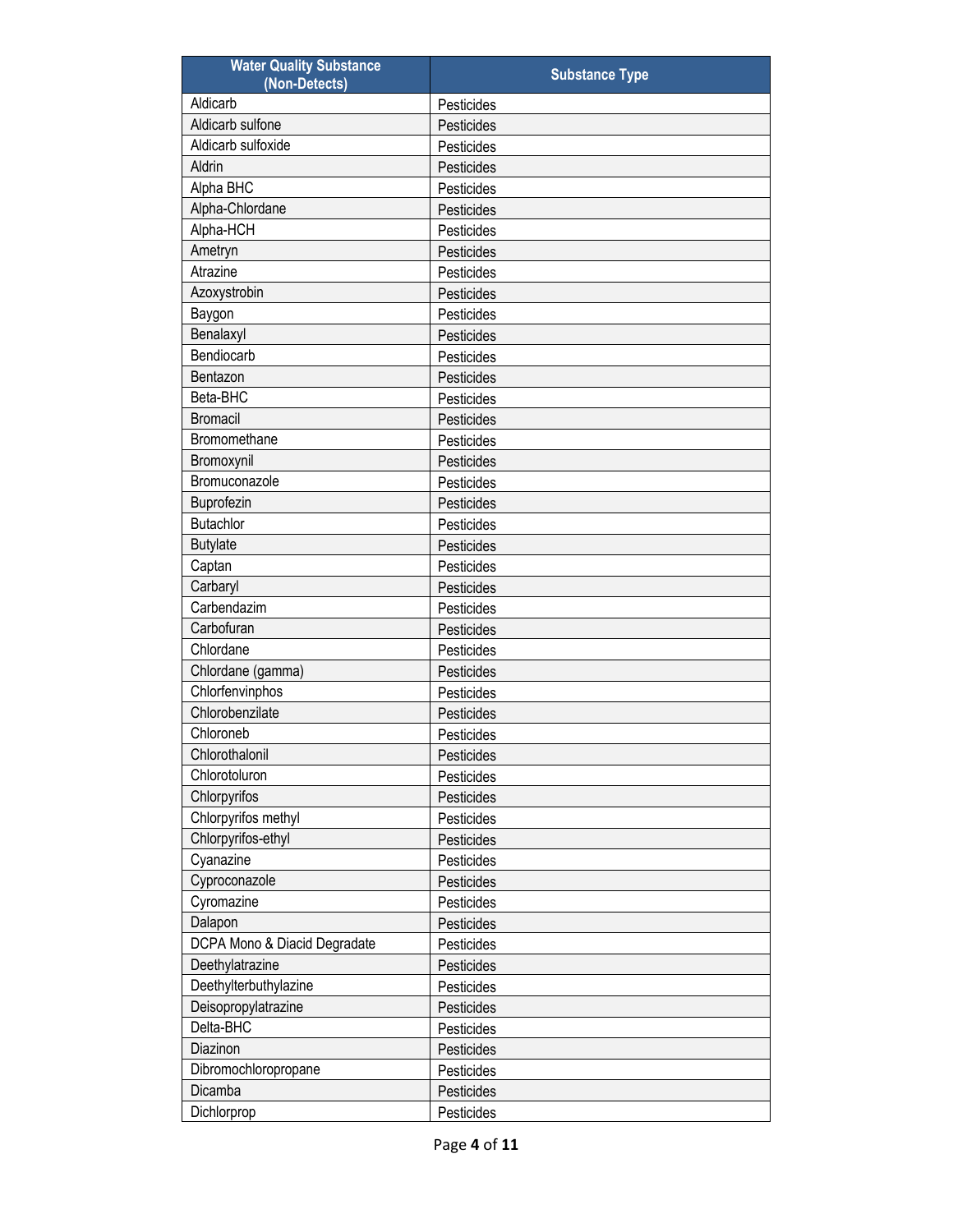| Water Quality Substance (Non-Detects) | Substance Type |
| --- | --- |
| Aldicarb | Pesticides |
| Aldicarb sulfone | Pesticides |
| Aldicarb sulfoxide | Pesticides |
| Aldrin | Pesticides |
| Alpha BHC | Pesticides |
| Alpha-Chlordane | Pesticides |
| Alpha-HCH | Pesticides |
| Ametryn | Pesticides |
| Atrazine | Pesticides |
| Azoxystrobin | Pesticides |
| Baygon | Pesticides |
| Benalaxyl | Pesticides |
| Bendiocarb | Pesticides |
| Bentazon | Pesticides |
| Beta-BHC | Pesticides |
| Bromacil | Pesticides |
| Bromomethane | Pesticides |
| Bromoxynil | Pesticides |
| Bromuconazole | Pesticides |
| Buprofezin | Pesticides |
| Butachlor | Pesticides |
| Butylate | Pesticides |
| Captan | Pesticides |
| Carbaryl | Pesticides |
| Carbendazim | Pesticides |
| Carbofuran | Pesticides |
| Chlordane | Pesticides |
| Chlordane (gamma) | Pesticides |
| Chlorfenvinphos | Pesticides |
| Chlorobenzilate | Pesticides |
| Chloroneb | Pesticides |
| Chlorothalonil | Pesticides |
| Chlorotoluron | Pesticides |
| Chlorpyrifos | Pesticides |
| Chlorpyrifos methyl | Pesticides |
| Chlorpyrifos-ethyl | Pesticides |
| Cyanazine | Pesticides |
| Cyproconazole | Pesticides |
| Cyromazine | Pesticides |
| Dalapon | Pesticides |
| DCPA Mono & Diacid Degradate | Pesticides |
| Deethylatrazine | Pesticides |
| Deethylterbuthylazine | Pesticides |
| Deisopropylatrazine | Pesticides |
| Delta-BHC | Pesticides |
| Diazinon | Pesticides |
| Dibromochloropropane | Pesticides |
| Dicamba | Pesticides |
| Dichlorprop | Pesticides |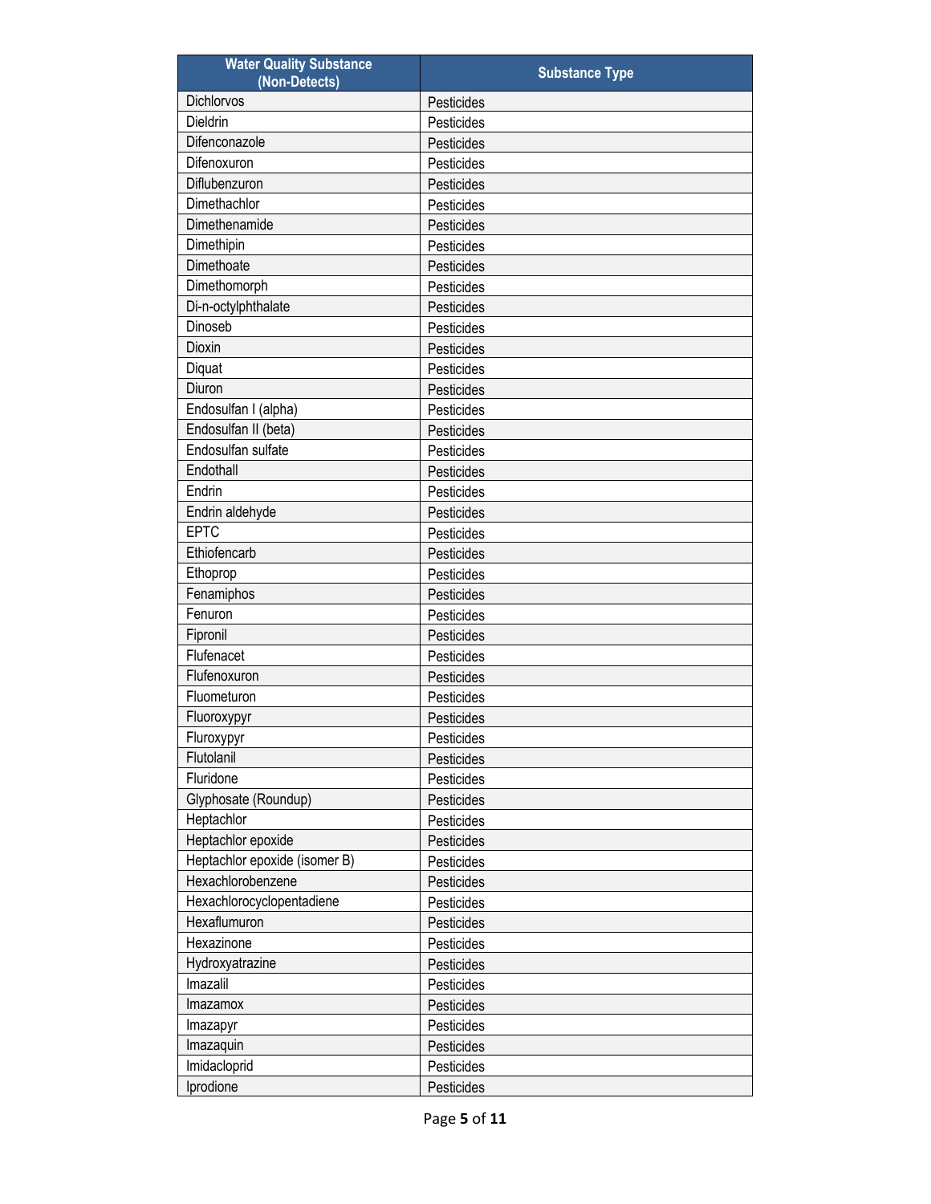| Water Quality Substance (Non-Detects) | Substance Type |
|---|---|
| Dichlorvos | Pesticides |
| Dieldrin | Pesticides |
| Difenconazole | Pesticides |
| Difenoxuron | Pesticides |
| Diflubenzuron | Pesticides |
| Dimethachlor | Pesticides |
| Dimethenamide | Pesticides |
| Dimethipin | Pesticides |
| Dimethoate | Pesticides |
| Dimethomorph | Pesticides |
| Di-n-octylphthalate | Pesticides |
| Dinoseb | Pesticides |
| Dioxin | Pesticides |
| Diquat | Pesticides |
| Diuron | Pesticides |
| Endosulfan I (alpha) | Pesticides |
| Endosulfan II (beta) | Pesticides |
| Endosulfan sulfate | Pesticides |
| Endothall | Pesticides |
| Endrin | Pesticides |
| Endrin aldehyde | Pesticides |
| EPTC | Pesticides |
| Ethiofencarb | Pesticides |
| Ethoprop | Pesticides |
| Fenamiphos | Pesticides |
| Fenuron | Pesticides |
| Fipronil | Pesticides |
| Flufenacet | Pesticides |
| Flufenoxuron | Pesticides |
| Fluometuron | Pesticides |
| Fluoroxypyr | Pesticides |
| Fluroxypyr | Pesticides |
| Flutolanil | Pesticides |
| Fluridone | Pesticides |
| Glyphosate (Roundup) | Pesticides |
| Heptachlor | Pesticides |
| Heptachlor epoxide | Pesticides |
| Heptachlor epoxide (isomer B) | Pesticides |
| Hexachlorobenzene | Pesticides |
| Hexachlorocyclopentadiene | Pesticides |
| Hexaflumuron | Pesticides |
| Hexazinone | Pesticides |
| Hydroxyatrazine | Pesticides |
| Imazalil | Pesticides |
| Imazamox | Pesticides |
| Imazapyr | Pesticides |
| Imazaquin | Pesticides |
| Imidacloprid | Pesticides |
| Iprodione | Pesticides |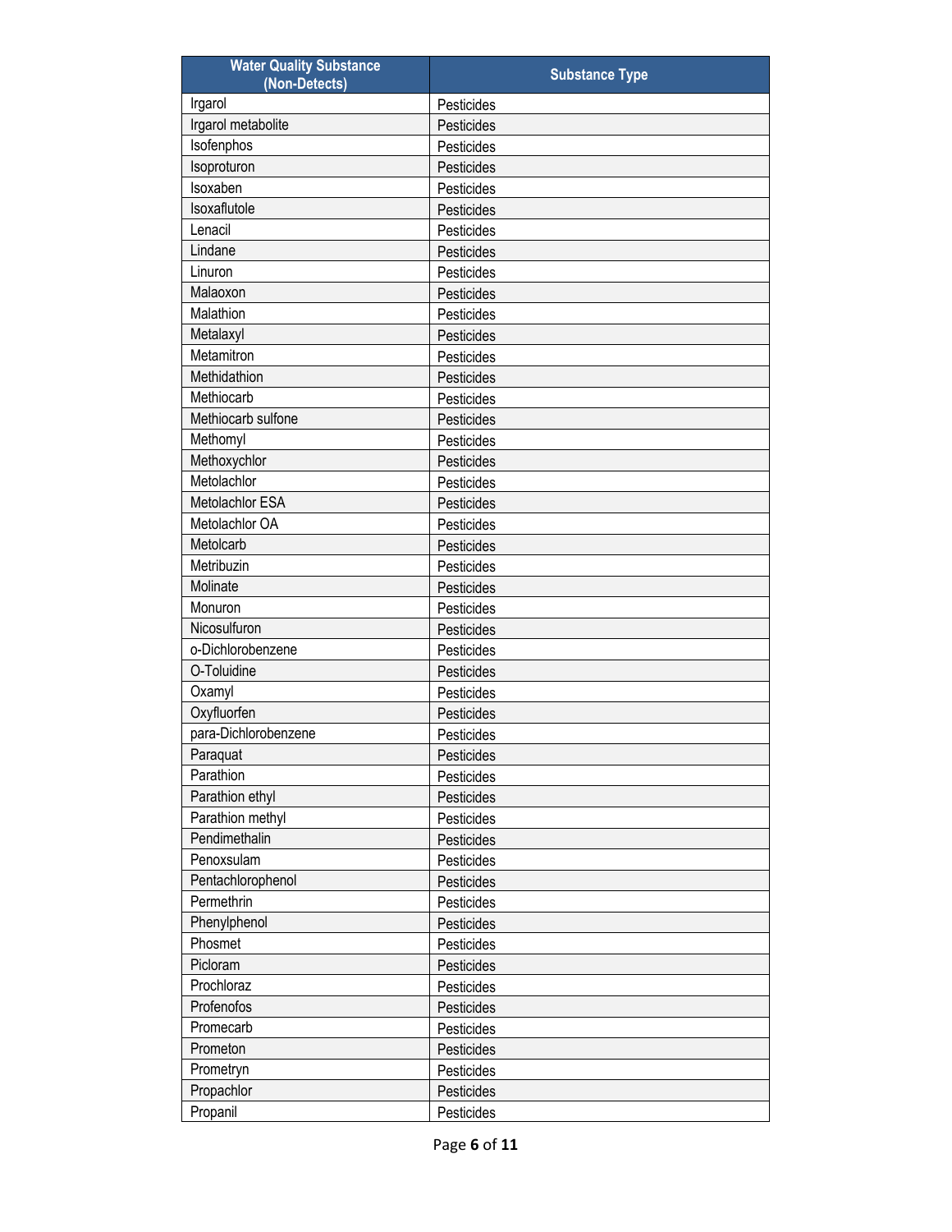| Water Quality Substance (Non-Detects) | Substance Type |
| --- | --- |
| Irgarol | Pesticides |
| Irgarol metabolite | Pesticides |
| Isofenphos | Pesticides |
| Isoproturon | Pesticides |
| Isoxaben | Pesticides |
| Isoxaflutole | Pesticides |
| Lenacil | Pesticides |
| Lindane | Pesticides |
| Linuron | Pesticides |
| Malaoxon | Pesticides |
| Malathion | Pesticides |
| Metalaxyl | Pesticides |
| Metamitron | Pesticides |
| Methidathion | Pesticides |
| Methiocarb | Pesticides |
| Methiocarb sulfone | Pesticides |
| Methomyl | Pesticides |
| Methoxychlor | Pesticides |
| Metolachlor | Pesticides |
| Metolachlor ESA | Pesticides |
| Metolachlor OA | Pesticides |
| Metolcarb | Pesticides |
| Metribuzin | Pesticides |
| Molinate | Pesticides |
| Monuron | Pesticides |
| Nicosulfuron | Pesticides |
| o-Dichlorobenzene | Pesticides |
| O-Toluidine | Pesticides |
| Oxamyl | Pesticides |
| Oxyfluorfen | Pesticides |
| para-Dichlorobenzene | Pesticides |
| Paraquat | Pesticides |
| Parathion | Pesticides |
| Parathion ethyl | Pesticides |
| Parathion methyl | Pesticides |
| Pendimethalin | Pesticides |
| Penoxsulam | Pesticides |
| Pentachlorophenol | Pesticides |
| Permethrin | Pesticides |
| Phenylphenol | Pesticides |
| Phosmet | Pesticides |
| Picloram | Pesticides |
| Prochloraz | Pesticides |
| Profenofos | Pesticides |
| Promecarb | Pesticides |
| Prometon | Pesticides |
| Prometryn | Pesticides |
| Propachlor | Pesticides |
| Propanil | Pesticides |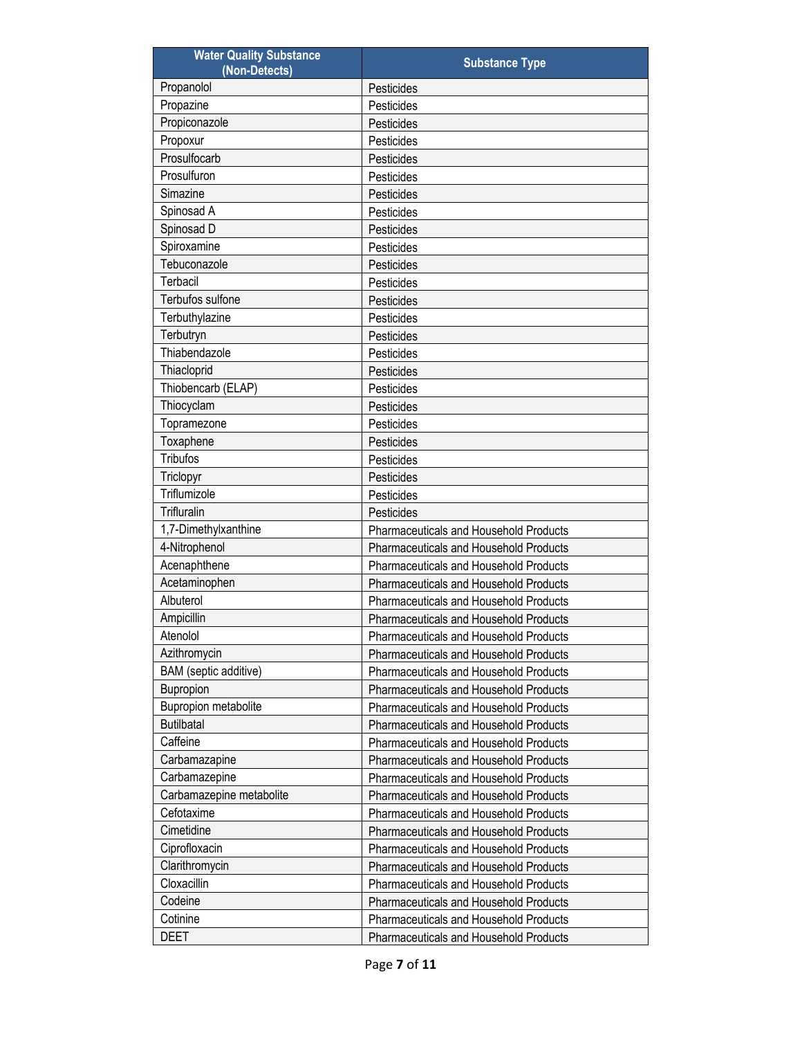| Water Quality Substance (Non-Detects) | Substance Type |
| --- | --- |
| Propanolol | Pesticides |
| Propazine | Pesticides |
| Propiconazole | Pesticides |
| Propoxur | Pesticides |
| Prosulfocarb | Pesticides |
| Prosulfuron | Pesticides |
| Simazine | Pesticides |
| Spinosad A | Pesticides |
| Spinosad D | Pesticides |
| Spiroxamine | Pesticides |
| Tebuconazole | Pesticides |
| Terbacil | Pesticides |
| Terbufos sulfone | Pesticides |
| Terbuthylazine | Pesticides |
| Terbutryn | Pesticides |
| Thiabendazole | Pesticides |
| Thiacloprid | Pesticides |
| Thiobencarb (ELAP) | Pesticides |
| Thiocyclam | Pesticides |
| Topramezone | Pesticides |
| Toxaphene | Pesticides |
| Tribufos | Pesticides |
| Triclopyr | Pesticides |
| Triflumizole | Pesticides |
| Trifluralin | Pesticides |
| 1,7-Dimethylxanthine | Pharmaceuticals and Household Products |
| 4-Nitrophenol | Pharmaceuticals and Household Products |
| Acenaphthene | Pharmaceuticals and Household Products |
| Acetaminophen | Pharmaceuticals and Household Products |
| Albuterol | Pharmaceuticals and Household Products |
| Ampicillin | Pharmaceuticals and Household Products |
| Atenolol | Pharmaceuticals and Household Products |
| Azithromycin | Pharmaceuticals and Household Products |
| BAM (septic additive) | Pharmaceuticals and Household Products |
| Bupropion | Pharmaceuticals and Household Products |
| Bupropion metabolite | Pharmaceuticals and Household Products |
| Butilbatal | Pharmaceuticals and Household Products |
| Caffeine | Pharmaceuticals and Household Products |
| Carbamazapine | Pharmaceuticals and Household Products |
| Carbamazepine | Pharmaceuticals and Household Products |
| Carbamazepine metabolite | Pharmaceuticals and Household Products |
| Cefotaxime | Pharmaceuticals and Household Products |
| Cimetidine | Pharmaceuticals and Household Products |
| Ciprofloxacin | Pharmaceuticals and Household Products |
| Clarithromycin | Pharmaceuticals and Household Products |
| Cloxacillin | Pharmaceuticals and Household Products |
| Codeine | Pharmaceuticals and Household Products |
| Cotinine | Pharmaceuticals and Household Products |
| DEET | Pharmaceuticals and Household Products |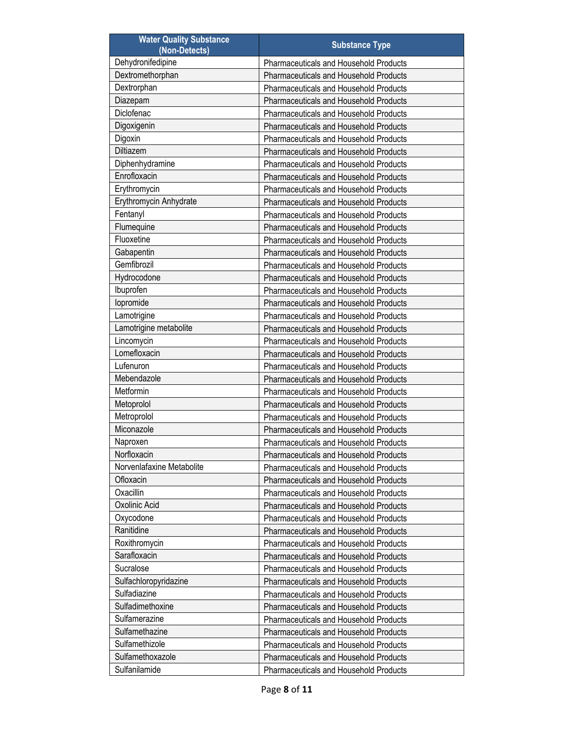| Water Quality Substance (Non-Detects) | Substance Type |
| --- | --- |
| Dehydronifedipine | Pharmaceuticals and Household Products |
| Dextromethorphan | Pharmaceuticals and Household Products |
| Dextrorphan | Pharmaceuticals and Household Products |
| Diazepam | Pharmaceuticals and Household Products |
| Diclofenac | Pharmaceuticals and Household Products |
| Digoxigenin | Pharmaceuticals and Household Products |
| Digoxin | Pharmaceuticals and Household Products |
| Diltiazem | Pharmaceuticals and Household Products |
| Diphenhydramine | Pharmaceuticals and Household Products |
| Enrofloxacin | Pharmaceuticals and Household Products |
| Erythromycin | Pharmaceuticals and Household Products |
| Erythromycin Anhydrate | Pharmaceuticals and Household Products |
| Fentanyl | Pharmaceuticals and Household Products |
| Flumequine | Pharmaceuticals and Household Products |
| Fluoxetine | Pharmaceuticals and Household Products |
| Gabapentin | Pharmaceuticals and Household Products |
| Gemfibrozil | Pharmaceuticals and Household Products |
| Hydrocodone | Pharmaceuticals and Household Products |
| Ibuprofen | Pharmaceuticals and Household Products |
| Iopromide | Pharmaceuticals and Household Products |
| Lamotrigine | Pharmaceuticals and Household Products |
| Lamotrigine metabolite | Pharmaceuticals and Household Products |
| Lincomycin | Pharmaceuticals and Household Products |
| Lomefloxacin | Pharmaceuticals and Household Products |
| Lufenuron | Pharmaceuticals and Household Products |
| Mebendazole | Pharmaceuticals and Household Products |
| Metformin | Pharmaceuticals and Household Products |
| Metoprolol | Pharmaceuticals and Household Products |
| Metroprolol | Pharmaceuticals and Household Products |
| Miconazole | Pharmaceuticals and Household Products |
| Naproxen | Pharmaceuticals and Household Products |
| Norfloxacin | Pharmaceuticals and Household Products |
| Norvenlafaxine Metabolite | Pharmaceuticals and Household Products |
| Ofloxacin | Pharmaceuticals and Household Products |
| Oxacillin | Pharmaceuticals and Household Products |
| Oxolinic Acid | Pharmaceuticals and Household Products |
| Oxycodone | Pharmaceuticals and Household Products |
| Ranitidine | Pharmaceuticals and Household Products |
| Roxithromycin | Pharmaceuticals and Household Products |
| Sarafloxacin | Pharmaceuticals and Household Products |
| Sucralose | Pharmaceuticals and Household Products |
| Sulfachloropyridazine | Pharmaceuticals and Household Products |
| Sulfadiazine | Pharmaceuticals and Household Products |
| Sulfadimethoxine | Pharmaceuticals and Household Products |
| Sulfamerazine | Pharmaceuticals and Household Products |
| Sulfamethazine | Pharmaceuticals and Household Products |
| Sulfamethizole | Pharmaceuticals and Household Products |
| Sulfamethoxazole | Pharmaceuticals and Household Products |
| Sulfanilamide | Pharmaceuticals and Household Products |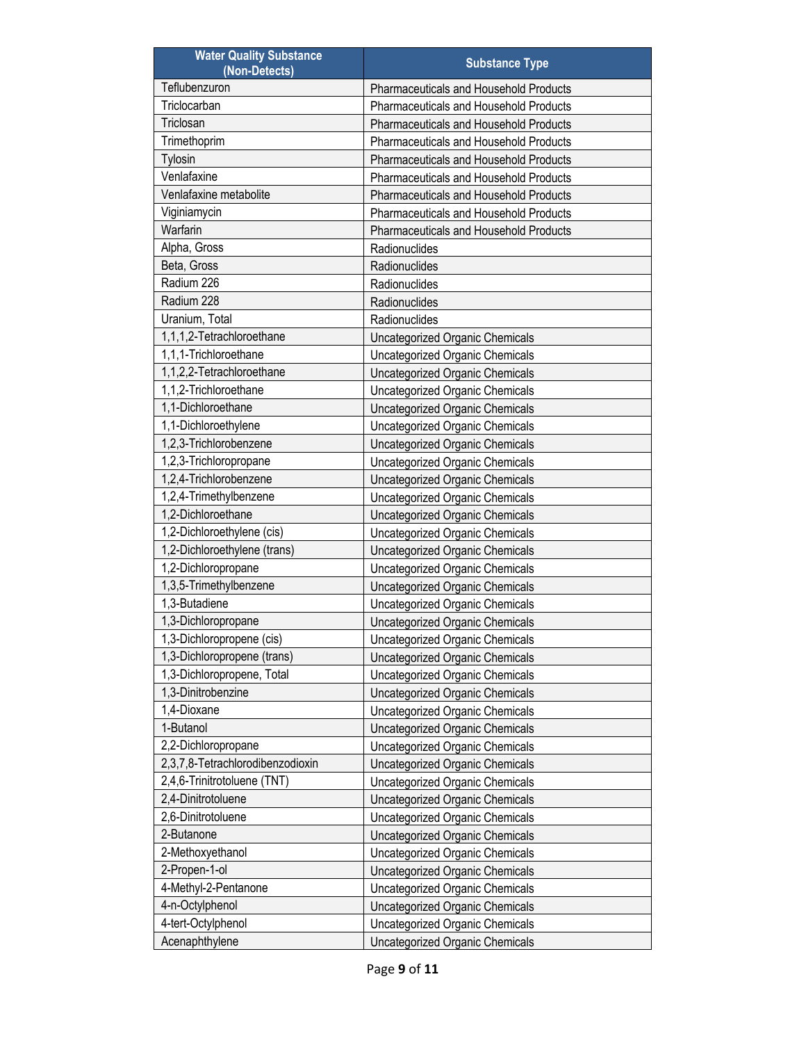| Water Quality Substance (Non-Detects) | Substance Type |
| --- | --- |
| Teflubenzuron | Pharmaceuticals and Household Products |
| Triclocarban | Pharmaceuticals and Household Products |
| Triclosan | Pharmaceuticals and Household Products |
| Trimethoprim | Pharmaceuticals and Household Products |
| Tylosin | Pharmaceuticals and Household Products |
| Venlafaxine | Pharmaceuticals and Household Products |
| Venlafaxine metabolite | Pharmaceuticals and Household Products |
| Viginiamycin | Pharmaceuticals and Household Products |
| Warfarin | Pharmaceuticals and Household Products |
| Alpha, Gross | Radionuclides |
| Beta, Gross | Radionuclides |
| Radium 226 | Radionuclides |
| Radium 228 | Radionuclides |
| Uranium, Total | Radionuclides |
| 1,1,1,2-Tetrachloroethane | Uncategorized Organic Chemicals |
| 1,1,1-Trichloroethane | Uncategorized Organic Chemicals |
| 1,1,2,2-Tetrachloroethane | Uncategorized Organic Chemicals |
| 1,1,2-Trichloroethane | Uncategorized Organic Chemicals |
| 1,1-Dichloroethane | Uncategorized Organic Chemicals |
| 1,1-Dichloroethylene | Uncategorized Organic Chemicals |
| 1,2,3-Trichlorobenzene | Uncategorized Organic Chemicals |
| 1,2,3-Trichloropropane | Uncategorized Organic Chemicals |
| 1,2,4-Trichlorobenzene | Uncategorized Organic Chemicals |
| 1,2,4-Trimethylbenzene | Uncategorized Organic Chemicals |
| 1,2-Dichloroethane | Uncategorized Organic Chemicals |
| 1,2-Dichloroethylene (cis) | Uncategorized Organic Chemicals |
| 1,2-Dichloroethylene (trans) | Uncategorized Organic Chemicals |
| 1,2-Dichloropropane | Uncategorized Organic Chemicals |
| 1,3,5-Trimethylbenzene | Uncategorized Organic Chemicals |
| 1,3-Butadiene | Uncategorized Organic Chemicals |
| 1,3-Dichloropropane | Uncategorized Organic Chemicals |
| 1,3-Dichloropropene (cis) | Uncategorized Organic Chemicals |
| 1,3-Dichloropropene (trans) | Uncategorized Organic Chemicals |
| 1,3-Dichloropropene, Total | Uncategorized Organic Chemicals |
| 1,3-Dinitrobenzine | Uncategorized Organic Chemicals |
| 1,4-Dioxane | Uncategorized Organic Chemicals |
| 1-Butanol | Uncategorized Organic Chemicals |
| 2,2-Dichloropropane | Uncategorized Organic Chemicals |
| 2,3,7,8-Tetrachlorodibenzodioxin | Uncategorized Organic Chemicals |
| 2,4,6-Trinitrotoluene (TNT) | Uncategorized Organic Chemicals |
| 2,4-Dinitrotoluene | Uncategorized Organic Chemicals |
| 2,6-Dinitrotoluene | Uncategorized Organic Chemicals |
| 2-Butanone | Uncategorized Organic Chemicals |
| 2-Methoxyethanol | Uncategorized Organic Chemicals |
| 2-Propen-1-ol | Uncategorized Organic Chemicals |
| 4-Methyl-2-Pentanone | Uncategorized Organic Chemicals |
| 4-n-Octylphenol | Uncategorized Organic Chemicals |
| 4-tert-Octylphenol | Uncategorized Organic Chemicals |
| Acenaphthylene | Uncategorized Organic Chemicals |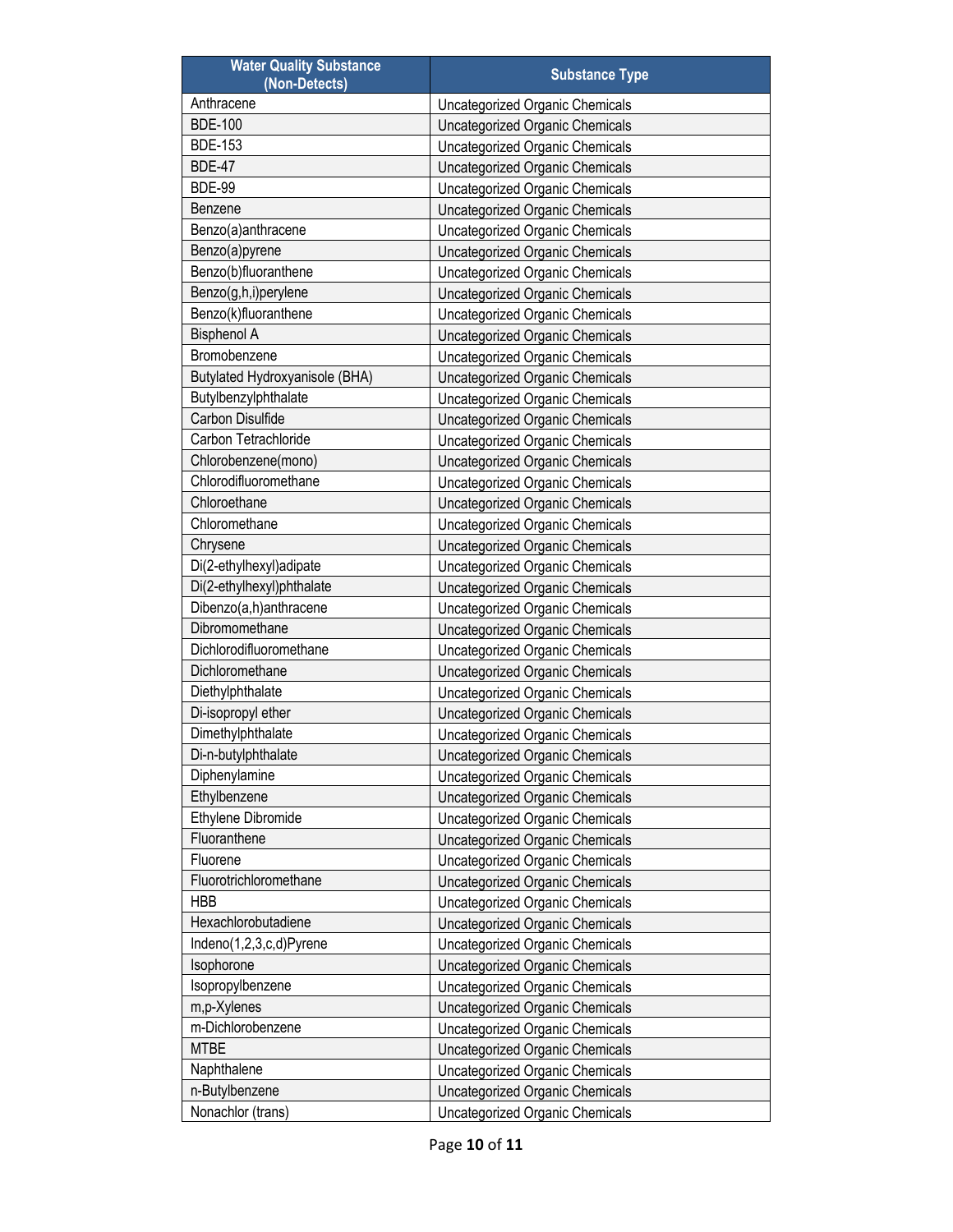| Water Quality Substance (Non-Detects) | Substance Type |
|---|---|
| Anthracene | Uncategorized Organic Chemicals |
| BDE-100 | Uncategorized Organic Chemicals |
| BDE-153 | Uncategorized Organic Chemicals |
| BDE-47 | Uncategorized Organic Chemicals |
| BDE-99 | Uncategorized Organic Chemicals |
| Benzene | Uncategorized Organic Chemicals |
| Benzo(a)anthracene | Uncategorized Organic Chemicals |
| Benzo(a)pyrene | Uncategorized Organic Chemicals |
| Benzo(b)fluoranthene | Uncategorized Organic Chemicals |
| Benzo(g,h,i)perylene | Uncategorized Organic Chemicals |
| Benzo(k)fluoranthene | Uncategorized Organic Chemicals |
| Bisphenol A | Uncategorized Organic Chemicals |
| Bromobenzene | Uncategorized Organic Chemicals |
| Butylated Hydroxyanisole (BHA) | Uncategorized Organic Chemicals |
| Butylbenzylphthalate | Uncategorized Organic Chemicals |
| Carbon Disulfide | Uncategorized Organic Chemicals |
| Carbon Tetrachloride | Uncategorized Organic Chemicals |
| Chlorobenzene(mono) | Uncategorized Organic Chemicals |
| Chlorodifluoromethane | Uncategorized Organic Chemicals |
| Chloroethane | Uncategorized Organic Chemicals |
| Chloromethane | Uncategorized Organic Chemicals |
| Chrysene | Uncategorized Organic Chemicals |
| Di(2-ethylhexyl)adipate | Uncategorized Organic Chemicals |
| Di(2-ethylhexyl)phthalate | Uncategorized Organic Chemicals |
| Dibenzo(a,h)anthracene | Uncategorized Organic Chemicals |
| Dibromomethane | Uncategorized Organic Chemicals |
| Dichlorodifluoromethane | Uncategorized Organic Chemicals |
| Dichloromethane | Uncategorized Organic Chemicals |
| Diethylphthalate | Uncategorized Organic Chemicals |
| Di-isopropyl ether | Uncategorized Organic Chemicals |
| Dimethylphthalate | Uncategorized Organic Chemicals |
| Di-n-butylphthalate | Uncategorized Organic Chemicals |
| Diphenylamine | Uncategorized Organic Chemicals |
| Ethylbenzene | Uncategorized Organic Chemicals |
| Ethylene Dibromide | Uncategorized Organic Chemicals |
| Fluoranthene | Uncategorized Organic Chemicals |
| Fluorene | Uncategorized Organic Chemicals |
| Fluorotrichloromethane | Uncategorized Organic Chemicals |
| HBB | Uncategorized Organic Chemicals |
| Hexachlorobutadiene | Uncategorized Organic Chemicals |
| Indeno(1,2,3,c,d)Pyrene | Uncategorized Organic Chemicals |
| Isophorone | Uncategorized Organic Chemicals |
| Isopropylbenzene | Uncategorized Organic Chemicals |
| m,p-Xylenes | Uncategorized Organic Chemicals |
| m-Dichlorobenzene | Uncategorized Organic Chemicals |
| MTBE | Uncategorized Organic Chemicals |
| Naphthalene | Uncategorized Organic Chemicals |
| n-Butylbenzene | Uncategorized Organic Chemicals |
| Nonachlor (trans) | Uncategorized Organic Chemicals |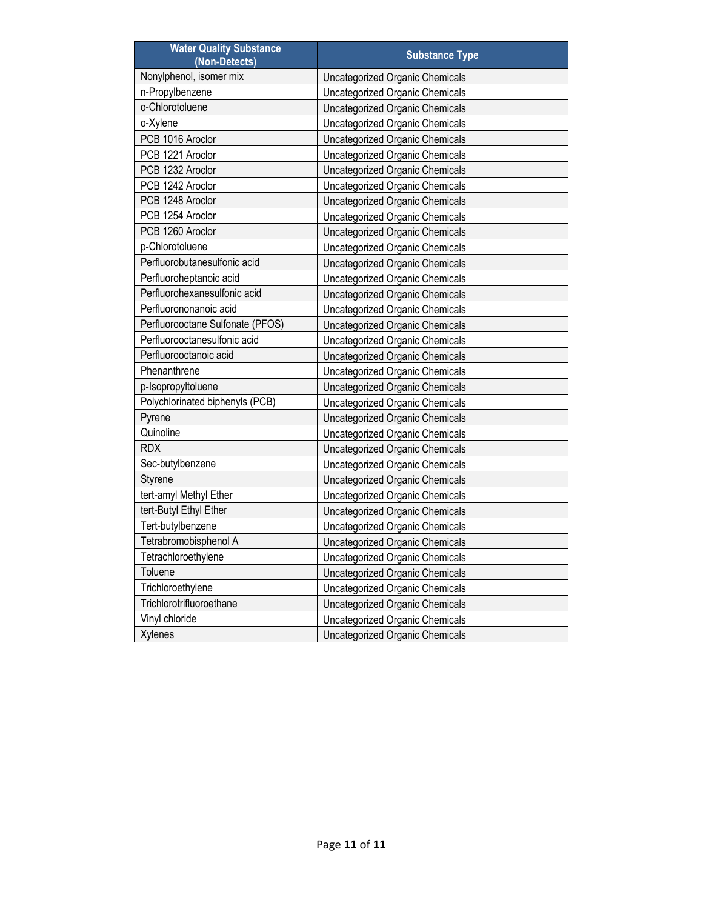| Water Quality Substance (Non-Detects) | Substance Type |
|---|---|
| Nonylphenol, isomer mix | Uncategorized Organic Chemicals |
| n-Propylbenzene | Uncategorized Organic Chemicals |
| o-Chlorotoluene | Uncategorized Organic Chemicals |
| o-Xylene | Uncategorized Organic Chemicals |
| PCB 1016 Aroclor | Uncategorized Organic Chemicals |
| PCB 1221 Aroclor | Uncategorized Organic Chemicals |
| PCB 1232 Aroclor | Uncategorized Organic Chemicals |
| PCB 1242 Aroclor | Uncategorized Organic Chemicals |
| PCB 1248 Aroclor | Uncategorized Organic Chemicals |
| PCB 1254 Aroclor | Uncategorized Organic Chemicals |
| PCB 1260 Aroclor | Uncategorized Organic Chemicals |
| p-Chlorotoluene | Uncategorized Organic Chemicals |
| Perfluorobutanesulfonic acid | Uncategorized Organic Chemicals |
| Perfluoroheptanoic acid | Uncategorized Organic Chemicals |
| Perfluorohexanesulfonic acid | Uncategorized Organic Chemicals |
| Perfluorononanoic acid | Uncategorized Organic Chemicals |
| Perfluorooctane Sulfonate (PFOS) | Uncategorized Organic Chemicals |
| Perfluorooctanesulfonic acid | Uncategorized Organic Chemicals |
| Perfluorooctanoic acid | Uncategorized Organic Chemicals |
| Phenanthrene | Uncategorized Organic Chemicals |
| p-Isopropyltoluene | Uncategorized Organic Chemicals |
| Polychlorinated biphenyls (PCB) | Uncategorized Organic Chemicals |
| Pyrene | Uncategorized Organic Chemicals |
| Quinoline | Uncategorized Organic Chemicals |
| RDX | Uncategorized Organic Chemicals |
| Sec-butylbenzene | Uncategorized Organic Chemicals |
| Styrene | Uncategorized Organic Chemicals |
| tert-amyl Methyl Ether | Uncategorized Organic Chemicals |
| tert-Butyl Ethyl Ether | Uncategorized Organic Chemicals |
| Tert-butylbenzene | Uncategorized Organic Chemicals |
| Tetrabromobisphenol A | Uncategorized Organic Chemicals |
| Tetrachloroethylene | Uncategorized Organic Chemicals |
| Toluene | Uncategorized Organic Chemicals |
| Trichloroethylene | Uncategorized Organic Chemicals |
| Trichlorotrifluoroethane | Uncategorized Organic Chemicals |
| Vinyl chloride | Uncategorized Organic Chemicals |
| Xylenes | Uncategorized Organic Chemicals |